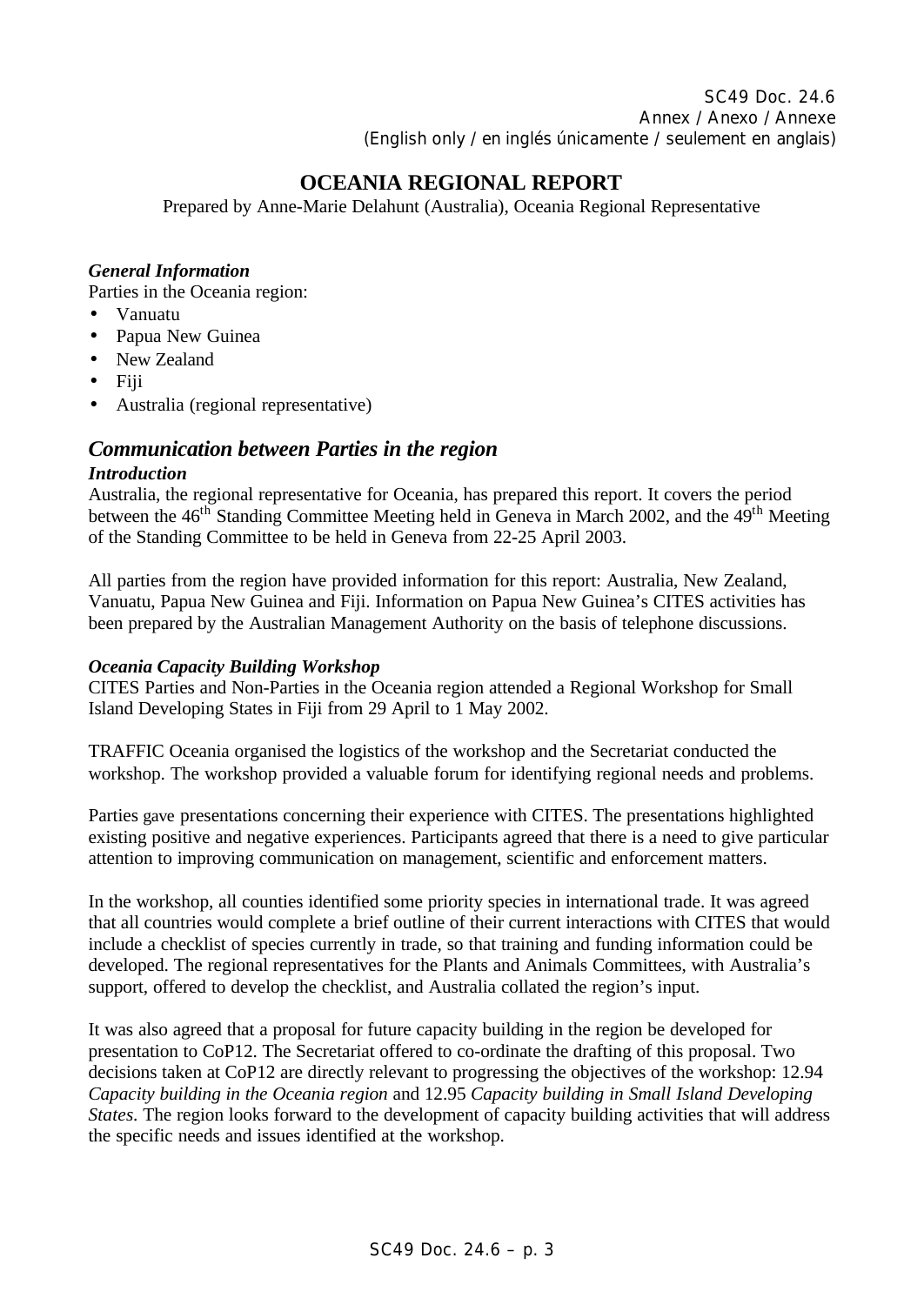SC49 Doc. 24.6
Annex / Anexo / Annexe
(English only / en inglés únicamente / seulement en anglais)

# OCEANIA REGIONAL REPORT

Prepared by Anne-Marie Delahunt (Australia), Oceania Regional Representative

***General Information***

Parties in the Oceania region:

- Vanuatu
- Papua New Guinea
- New Zealand
- Fiji
- Australia (regional representative)

## *Communication between Parties in the region*

***Introduction***

Australia, the regional representative for Oceania, has prepared this report. It covers the period between the 46th Standing Committee Meeting held in Geneva in March 2002, and the 49th Meeting of the Standing Committee to be held in Geneva from 22-25 April 2003.

All parties from the region have provided information for this report: Australia, New Zealand, Vanuatu, Papua New Guinea and Fiji. Information on Papua New Guinea's CITES activities has been prepared by the Australian Management Authority on the basis of telephone discussions.

***Oceania Capacity Building Workshop***

CITES Parties and Non-Parties in the Oceania region attended a Regional Workshop for Small Island Developing States in Fiji from 29 April to 1 May 2002.

TRAFFIC Oceania organised the logistics of the workshop and the Secretariat conducted the workshop. The workshop provided a valuable forum for identifying regional needs and problems.

Parties gave presentations concerning their experience with CITES. The presentations highlighted existing positive and negative experiences. Participants agreed that there is a need to give particular attention to improving communication on management, scientific and enforcement matters.

In the workshop, all counties identified some priority species in international trade. It was agreed that all countries would complete a brief outline of their current interactions with CITES that would include a checklist of species currently in trade, so that training and funding information could be developed. The regional representatives for the Plants and Animals Committees, with Australia's support, offered to develop the checklist, and Australia collated the region's input.

It was also agreed that a proposal for future capacity building in the region be developed for presentation to CoP12. The Secretariat offered to co-ordinate the drafting of this proposal. Two decisions taken at CoP12 are directly relevant to progressing the objectives of the workshop: 12.94 *Capacity building in the Oceania region* and 12.95 *Capacity building in Small Island Developing States*. The region looks forward to the development of capacity building activities that will address the specific needs and issues identified at the workshop.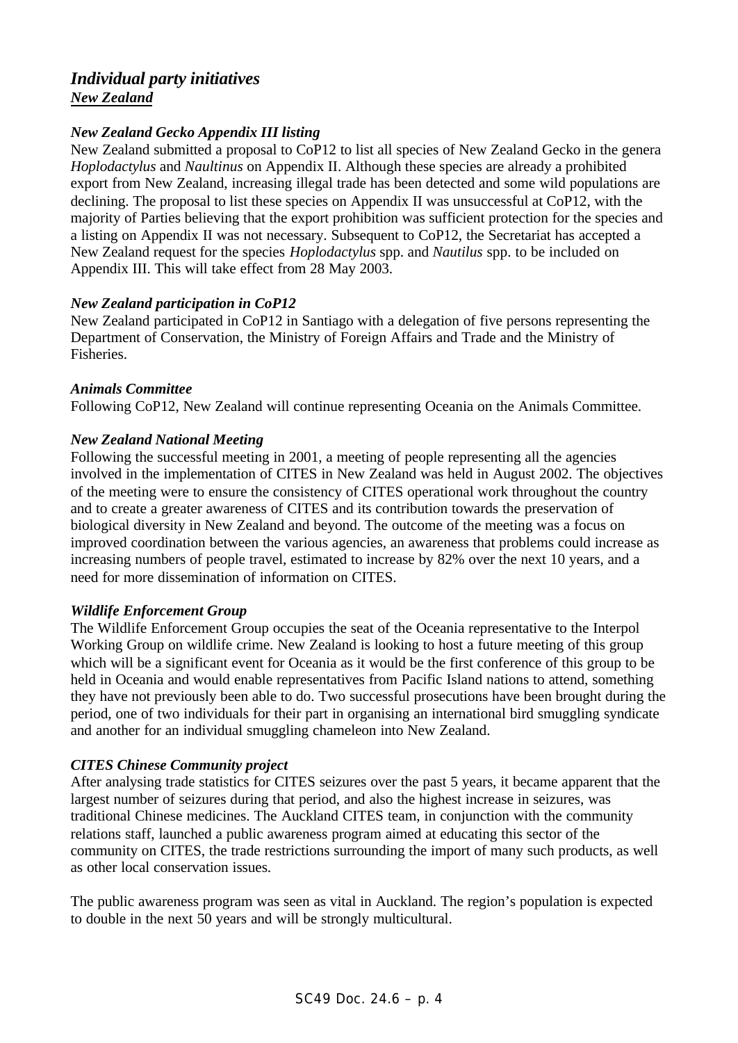## *Individual party initiatives*

### ***New Zealand***

***New Zealand Gecko Appendix III listing***

New Zealand submitted a proposal to CoP12 to list all species of New Zealand Gecko in the genera *Hoplodactylus* and *Naultinus* on Appendix II. Although these species are already a prohibited export from New Zealand, increasing illegal trade has been detected and some wild populations are declining. The proposal to list these species on Appendix II was unsuccessful at CoP12, with the majority of Parties believing that the export prohibition was sufficient protection for the species and a listing on Appendix II was not necessary. Subsequent to CoP12, the Secretariat has accepted a New Zealand request for the species *Hoplodactylus* spp. and *Nautilus* spp. to be included on Appendix III. This will take effect from 28 May 2003.

***New Zealand participation in CoP12***

New Zealand participated in CoP12 in Santiago with a delegation of five persons representing the Department of Conservation, the Ministry of Foreign Affairs and Trade and the Ministry of Fisheries.

***Animals Committee***

Following CoP12, New Zealand will continue representing Oceania on the Animals Committee.

***New Zealand National Meeting***

Following the successful meeting in 2001, a meeting of people representing all the agencies involved in the implementation of CITES in New Zealand was held in August 2002. The objectives of the meeting were to ensure the consistency of CITES operational work throughout the country and to create a greater awareness of CITES and its contribution towards the preservation of biological diversity in New Zealand and beyond. The outcome of the meeting was a focus on improved coordination between the various agencies, an awareness that problems could increase as increasing numbers of people travel, estimated to increase by 82% over the next 10 years, and a need for more dissemination of information on CITES.

***Wildlife Enforcement Group***

The Wildlife Enforcement Group occupies the seat of the Oceania representative to the Interpol Working Group on wildlife crime. New Zealand is looking to host a future meeting of this group which will be a significant event for Oceania as it would be the first conference of this group to be held in Oceania and would enable representatives from Pacific Island nations to attend, something they have not previously been able to do. Two successful prosecutions have been brought during the period, one of two individuals for their part in organising an international bird smuggling syndicate and another for an individual smuggling chameleon into New Zealand.

***CITES Chinese Community project***

After analysing trade statistics for CITES seizures over the past 5 years, it became apparent that the largest number of seizures during that period, and also the highest increase in seizures, was traditional Chinese medicines. The Auckland CITES team, in conjunction with the community relations staff, launched a public awareness program aimed at educating this sector of the community on CITES, the trade restrictions surrounding the import of many such products, as well as other local conservation issues.

The public awareness program was seen as vital in Auckland. The region's population is expected to double in the next 50 years and will be strongly multicultural.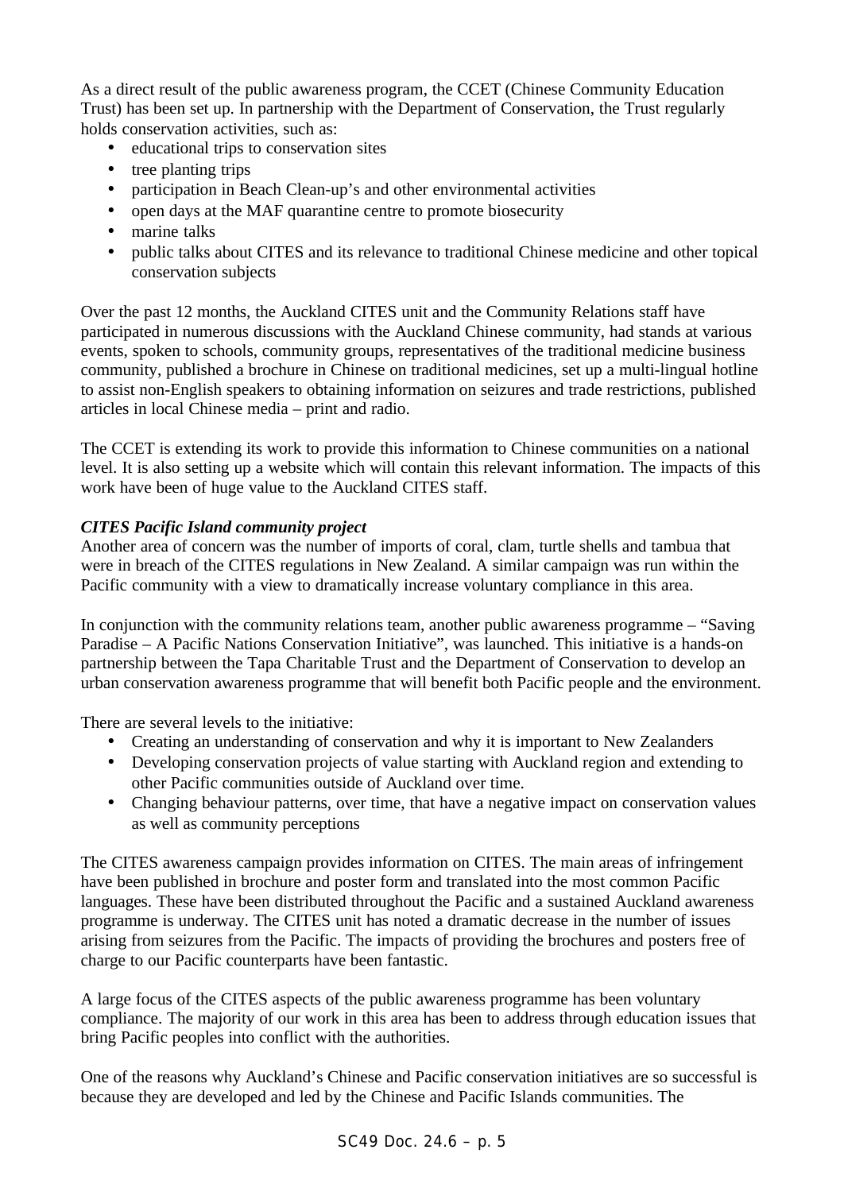As a direct result of the public awareness program, the CCET (Chinese Community Education Trust) has been set up. In partnership with the Department of Conservation, the Trust regularly holds conservation activities, such as:

- educational trips to conservation sites
- tree planting trips
- participation in Beach Clean-up's and other environmental activities
- open days at the MAF quarantine centre to promote biosecurity
- marine talks
- public talks about CITES and its relevance to traditional Chinese medicine and other topical conservation subjects

Over the past 12 months, the Auckland CITES unit and the Community Relations staff have participated in numerous discussions with the Auckland Chinese community, had stands at various events, spoken to schools, community groups, representatives of the traditional medicine business community, published a brochure in Chinese on traditional medicines, set up a multi-lingual hotline to assist non-English speakers to obtaining information on seizures and trade restrictions, published articles in local Chinese media – print and radio.

The CCET is extending its work to provide this information to Chinese communities on a national level. It is also setting up a website which will contain this relevant information. The impacts of this work have been of huge value to the Auckland CITES staff.

***CITES Pacific Island community project***

Another area of concern was the number of imports of coral, clam, turtle shells and tambua that were in breach of the CITES regulations in New Zealand. A similar campaign was run within the Pacific community with a view to dramatically increase voluntary compliance in this area.

In conjunction with the community relations team, another public awareness programme – "Saving Paradise – A Pacific Nations Conservation Initiative", was launched. This initiative is a hands-on partnership between the Tapa Charitable Trust and the Department of Conservation to develop an urban conservation awareness programme that will benefit both Pacific people and the environment.

There are several levels to the initiative:

- Creating an understanding of conservation and why it is important to New Zealanders
- Developing conservation projects of value starting with Auckland region and extending to other Pacific communities outside of Auckland over time.
- Changing behaviour patterns, over time, that have a negative impact on conservation values as well as community perceptions

The CITES awareness campaign provides information on CITES. The main areas of infringement have been published in brochure and poster form and translated into the most common Pacific languages. These have been distributed throughout the Pacific and a sustained Auckland awareness programme is underway. The CITES unit has noted a dramatic decrease in the number of issues arising from seizures from the Pacific. The impacts of providing the brochures and posters free of charge to our Pacific counterparts have been fantastic.

A large focus of the CITES aspects of the public awareness programme has been voluntary compliance. The majority of our work in this area has been to address through education issues that bring Pacific peoples into conflict with the authorities.

One of the reasons why Auckland's Chinese and Pacific conservation initiatives are so successful is because they are developed and led by the Chinese and Pacific Islands communities. The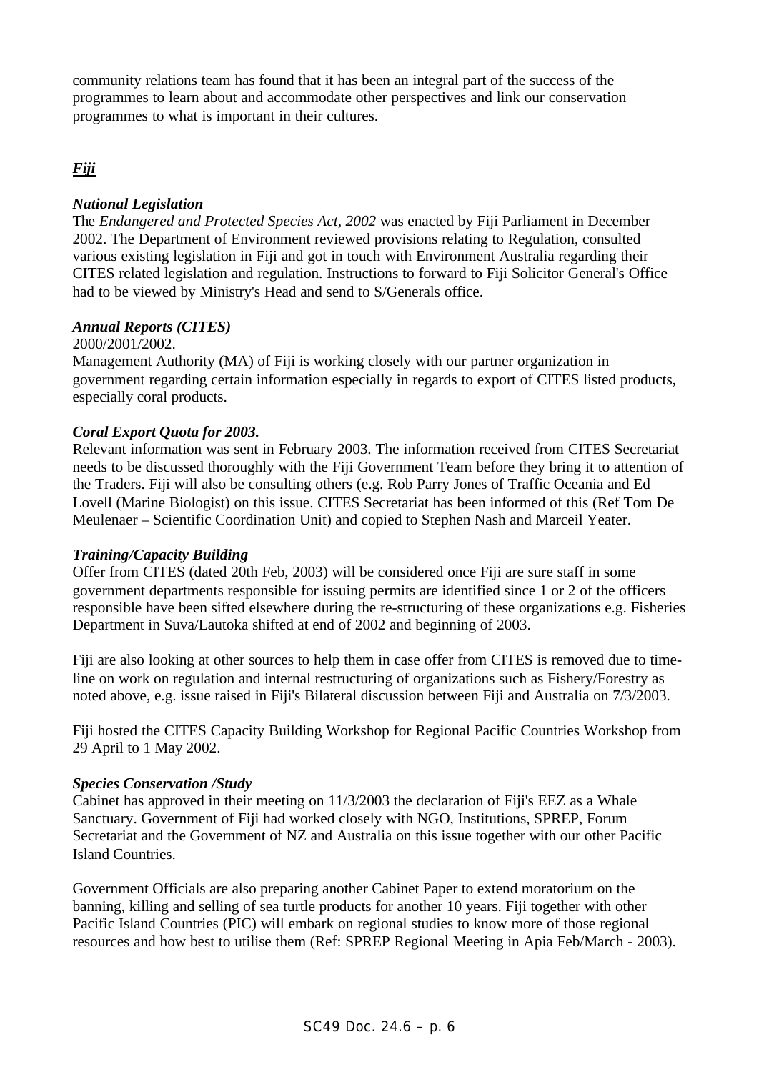community relations team has found that it has been an integral part of the success of the programmes to learn about and accommodate other perspectives and link our conservation programmes to what is important in their cultures.

## ***Fiji***

***National Legislation***

The *Endangered and Protected Species Act, 2002* was enacted by Fiji Parliament in December 2002. The Department of Environment reviewed provisions relating to Regulation, consulted various existing legislation in Fiji and got in touch with Environment Australia regarding their CITES related legislation and regulation. Instructions to forward to Fiji Solicitor General's Office had to be viewed by Ministry's Head and send to S/Generals office.

***Annual Reports (CITES)***

2000/2001/2002.

Management Authority (MA) of Fiji is working closely with our partner organization in government regarding certain information especially in regards to export of CITES listed products, especially coral products.

***Coral Export Quota for 2003.***

Relevant information was sent in February 2003. The information received from CITES Secretariat needs to be discussed thoroughly with the Fiji Government Team before they bring it to attention of the Traders. Fiji will also be consulting others (e.g. Rob Parry Jones of Traffic Oceania and Ed Lovell (Marine Biologist) on this issue. CITES Secretariat has been informed of this (Ref Tom De Meulenaer – Scientific Coordination Unit) and copied to Stephen Nash and Marceil Yeater.

***Training/Capacity Building***

Offer from CITES (dated 20th Feb, 2003) will be considered once Fiji are sure staff in some government departments responsible for issuing permits are identified since 1 or 2 of the officers responsible have been sifted elsewhere during the re-structuring of these organizations e.g. Fisheries Department in Suva/Lautoka shifted at end of 2002 and beginning of 2003.

Fiji are also looking at other sources to help them in case offer from CITES is removed due to time-line on work on regulation and internal restructuring of organizations such as Fishery/Forestry as noted above, e.g. issue raised in Fiji's Bilateral discussion between Fiji and Australia on 7/3/2003.

Fiji hosted the CITES Capacity Building Workshop for Regional Pacific Countries Workshop from 29 April to 1 May 2002.

***Species Conservation /Study***

Cabinet has approved in their meeting on 11/3/2003 the declaration of Fiji's EEZ as a Whale Sanctuary. Government of Fiji had worked closely with NGO, Institutions, SPREP, Forum Secretariat and the Government of NZ and Australia on this issue together with our other Pacific Island Countries.

Government Officials are also preparing another Cabinet Paper to extend moratorium on the banning, killing and selling of sea turtle products for another 10 years. Fiji together with other Pacific Island Countries (PIC) will embark on regional studies to know more of those regional resources and how best to utilise them (Ref: SPREP Regional Meeting in Apia Feb/March - 2003).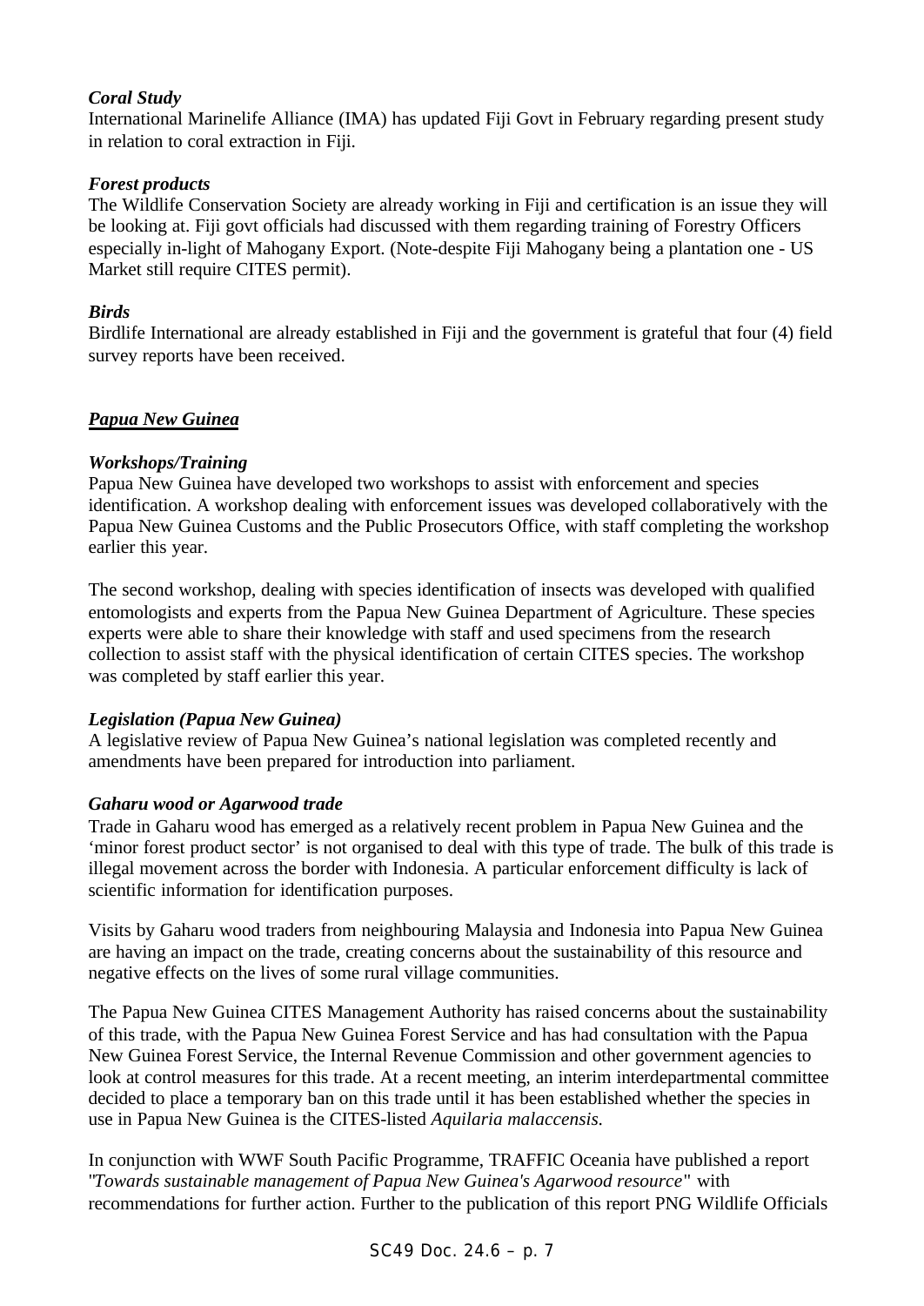***Coral Study***

International Marinelife Alliance (IMA) has updated Fiji Govt in February regarding present study in relation to coral extraction in Fiji.

***Forest products***

The Wildlife Conservation Society are already working in Fiji and certification is an issue they will be looking at. Fiji govt officials had discussed with them regarding training of Forestry Officers especially in-light of Mahogany Export. (Note-despite Fiji Mahogany being a plantation one - US Market still require CITES permit).

***Birds***

Birdlife International are already established in Fiji and the government is grateful that four (4) field survey reports have been received.

## ***Papua New Guinea***

***Workshops/Training***

Papua New Guinea have developed two workshops to assist with enforcement and species identification. A workshop dealing with enforcement issues was developed collaboratively with the Papua New Guinea Customs and the Public Prosecutors Office, with staff completing the workshop earlier this year.

The second workshop, dealing with species identification of insects was developed with qualified entomologists and experts from the Papua New Guinea Department of Agriculture. These species experts were able to share their knowledge with staff and used specimens from the research collection to assist staff with the physical identification of certain CITES species. The workshop was completed by staff earlier this year.

***Legislation (Papua New Guinea)***

A legislative review of Papua New Guinea's national legislation was completed recently and amendments have been prepared for introduction into parliament.

***Gaharu wood or Agarwood trade***

Trade in Gaharu wood has emerged as a relatively recent problem in Papua New Guinea and the 'minor forest product sector' is not organised to deal with this type of trade. The bulk of this trade is illegal movement across the border with Indonesia. A particular enforcement difficulty is lack of scientific information for identification purposes.

Visits by Gaharu wood traders from neighbouring Malaysia and Indonesia into Papua New Guinea are having an impact on the trade, creating concerns about the sustainability of this resource and negative effects on the lives of some rural village communities.

The Papua New Guinea CITES Management Authority has raised concerns about the sustainability of this trade, with the Papua New Guinea Forest Service and has had consultation with the Papua New Guinea Forest Service, the Internal Revenue Commission and other government agencies to look at control measures for this trade. At a recent meeting, an interim interdepartmental committee decided to place a temporary ban on this trade until it has been established whether the species in use in Papua New Guinea is the CITES-listed *Aquilaria malaccensis.*

In conjunction with WWF South Pacific Programme, TRAFFIC Oceania have published a report "*Towards sustainable management of Papua New Guinea's Agarwood resource*" with recommendations for further action. Further to the publication of this report PNG Wildlife Officials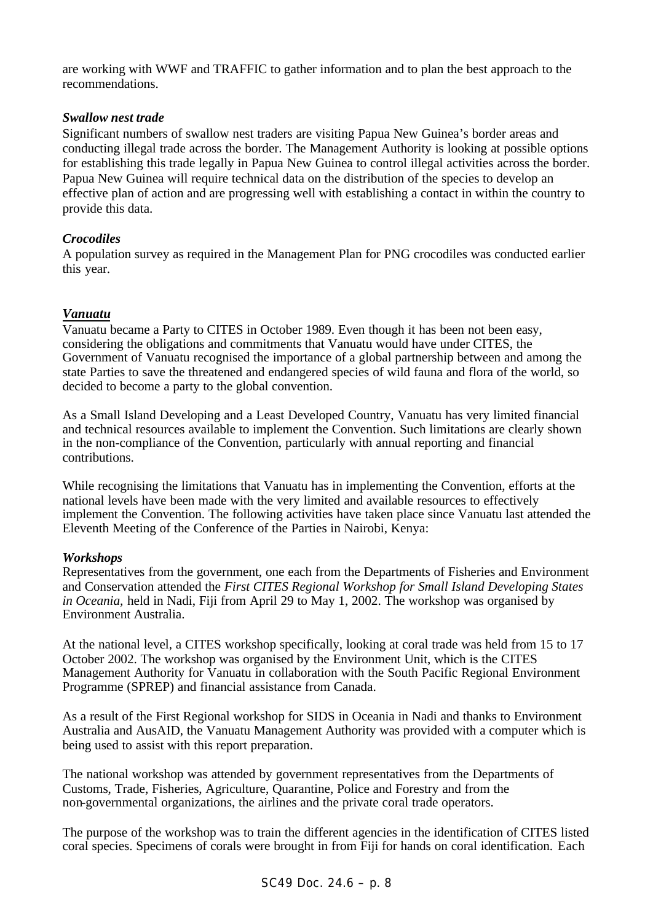are working with WWF and TRAFFIC to gather information and to plan the best approach to the recommendations.

***Swallow nest trade***

Significant numbers of swallow nest traders are visiting Papua New Guinea's border areas and conducting illegal trade across the border. The Management Authority is looking at possible options for establishing this trade legally in Papua New Guinea to control illegal activities across the border. Papua New Guinea will require technical data on the distribution of the species to develop an effective plan of action and are progressing well with establishing a contact in within the country to provide this data.

***Crocodiles***

A population survey as required in the Management Plan for PNG crocodiles was conducted earlier this year.

***Vanuatu***

Vanuatu became a Party to CITES in October 1989. Even though it has been not been easy, considering the obligations and commitments that Vanuatu would have under CITES, the Government of Vanuatu recognised the importance of a global partnership between and among the state Parties to save the threatened and endangered species of wild fauna and flora of the world, so decided to become a party to the global convention.

As a Small Island Developing and a Least Developed Country, Vanuatu has very limited financial and technical resources available to implement the Convention. Such limitations are clearly shown in the non-compliance of the Convention, particularly with annual reporting and financial contributions.

While recognising the limitations that Vanuatu has in implementing the Convention, efforts at the national levels have been made with the very limited and available resources to effectively implement the Convention. The following activities have taken place since Vanuatu last attended the Eleventh Meeting of the Conference of the Parties in Nairobi, Kenya:

***Workshops***

Representatives from the government, one each from the Departments of Fisheries and Environment and Conservation attended the *First CITES Regional Workshop for Small Island Developing States in Oceania,* held in Nadi, Fiji from April 29 to May 1, 2002. The workshop was organised by Environment Australia.

At the national level, a CITES workshop specifically, looking at coral trade was held from 15 to 17 October 2002. The workshop was organised by the Environment Unit, which is the CITES Management Authority for Vanuatu in collaboration with the South Pacific Regional Environment Programme (SPREP) and financial assistance from Canada.

As a result of the First Regional workshop for SIDS in Oceania in Nadi and thanks to Environment Australia and AusAID, the Vanuatu Management Authority was provided with a computer which is being used to assist with this report preparation.

The national workshop was attended by government representatives from the Departments of Customs, Trade, Fisheries, Agriculture, Quarantine, Police and Forestry and from the non-governmental organizations, the airlines and the private coral trade operators.

The purpose of the workshop was to train the different agencies in the identification of CITES listed coral species. Specimens of corals were brought in from Fiji for hands on coral identification. Each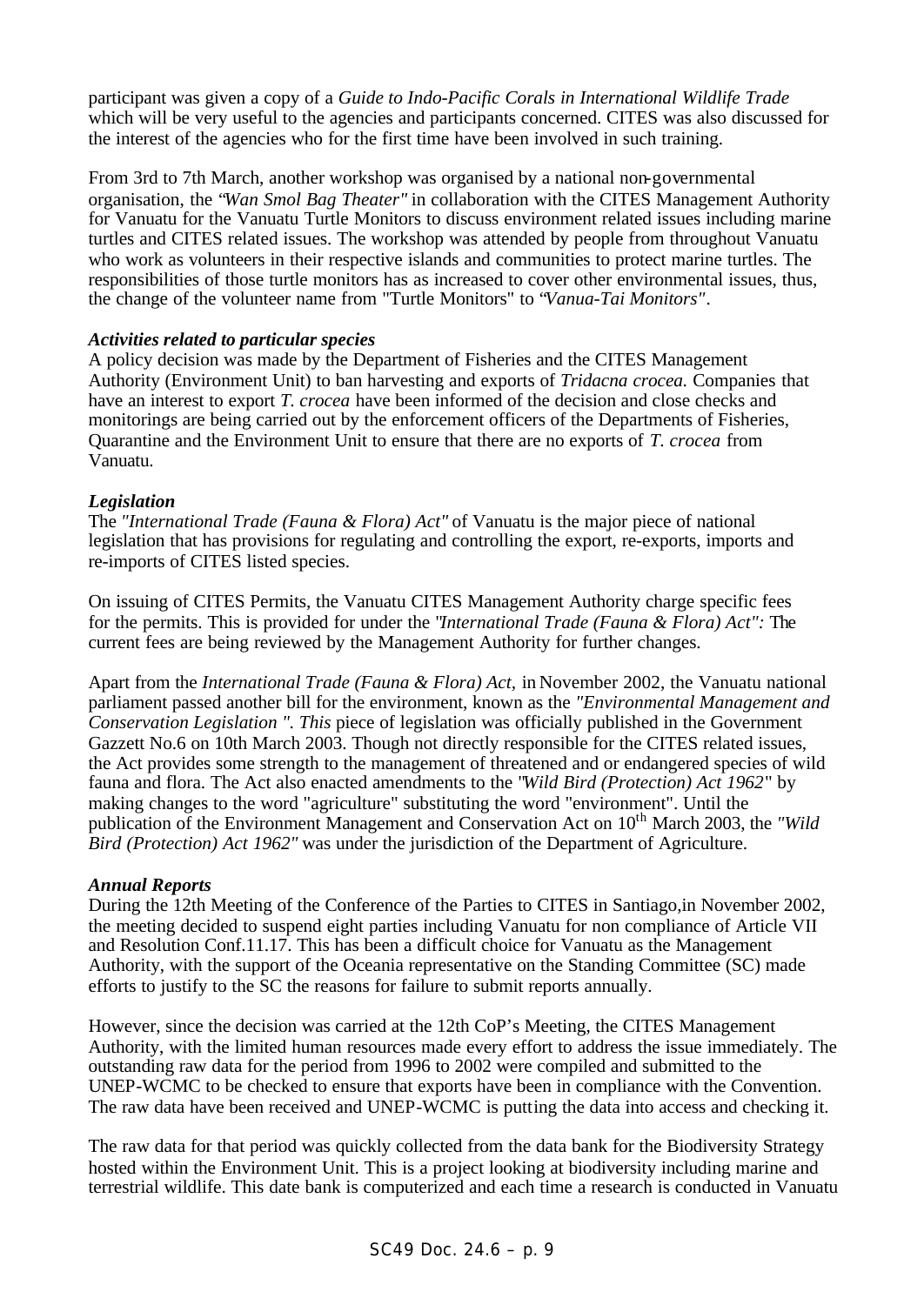participant was given a copy of a *Guide to Indo-Pacific Corals in International Wildlife Trade* which will be very useful to the agencies and participants concerned. CITES was also discussed for the interest of the agencies who for the first time have been involved in such training.

From 3rd to 7th March, another workshop was organised by a national non-governmental organisation, the "*Wan Smol Bag Theater"* in collaboration with the CITES Management Authority for Vanuatu for the Vanuatu Turtle Monitors to discuss environment related issues including marine turtles and CITES related issues. The workshop was attended by people from throughout Vanuatu who work as volunteers in their respective islands and communities to protect marine turtles. The responsibilities of those turtle monitors has as increased to cover other environmental issues, thus, the change of the volunteer name from "Turtle Monitors" to "*Vanua-Tai Monitors"*.

***Activities related to particular species***

A policy decision was made by the Department of Fisheries and the CITES Management Authority (Environment Unit) to ban harvesting and exports of *Tridacna crocea.* Companies that have an interest to export *T. crocea* have been informed of the decision and close checks and monitorings are being carried out by the enforcement officers of the Departments of Fisheries, Quarantine and the Environment Unit to ensure that there are no exports of *T. crocea* from Vanuatu.

***Legislation***

The *"International Trade (Fauna & Flora) Act"* of Vanuatu is the major piece of national legislation that has provisions for regulating and controlling the export, re-exports, imports and re-imports of CITES listed species.

On issuing of CITES Permits, the Vanuatu CITES Management Authority charge specific fees for the permits. This is provided for under the *"International Trade (Fauna & Flora) Act":* The current fees are being reviewed by the Management Authority for further changes.

Apart from the *International Trade (Fauna & Flora) Act*, in November 2002, the Vanuatu national parliament passed another bill for the environment, known as the *"Environmental Management and Conservation Legislation ". This* piece of legislation was officially published in the Government Gazzett No.6 on 10th March 2003. Though not directly responsible for the CITES related issues, the Act provides some strength to the management of threatened and or endangered species of wild fauna and flora. The Act also enacted amendments to the "*Wild Bird (Protection) Act 1962*" by making changes to the word "agriculture" substituting the word "environment". Until the publication of the Environment Management and Conservation Act on 10th March 2003, the *"Wild Bird (Protection) Act 1962"* was under the jurisdiction of the Department of Agriculture.

***Annual Reports***

During the 12th Meeting of the Conference of the Parties to CITES in Santiago,in November 2002, the meeting decided to suspend eight parties including Vanuatu for non compliance of Article VII and Resolution Conf.11.17. This has been a difficult choice for Vanuatu as the Management Authority, with the support of the Oceania representative on the Standing Committee (SC) made efforts to justify to the SC the reasons for failure to submit reports annually.

However, since the decision was carried at the 12th CoP's Meeting, the CITES Management Authority, with the limited human resources made every effort to address the issue immediately. The outstanding raw data for the period from 1996 to 2002 were compiled and submitted to the UNEP-WCMC to be checked to ensure that exports have been in compliance with the Convention. The raw data have been received and UNEP-WCMC is putting the data into access and checking it.

The raw data for that period was quickly collected from the data bank for the Biodiversity Strategy hosted within the Environment Unit. This is a project looking at biodiversity including marine and terrestrial wildlife. This date bank is computerized and each time a research is conducted in Vanuatu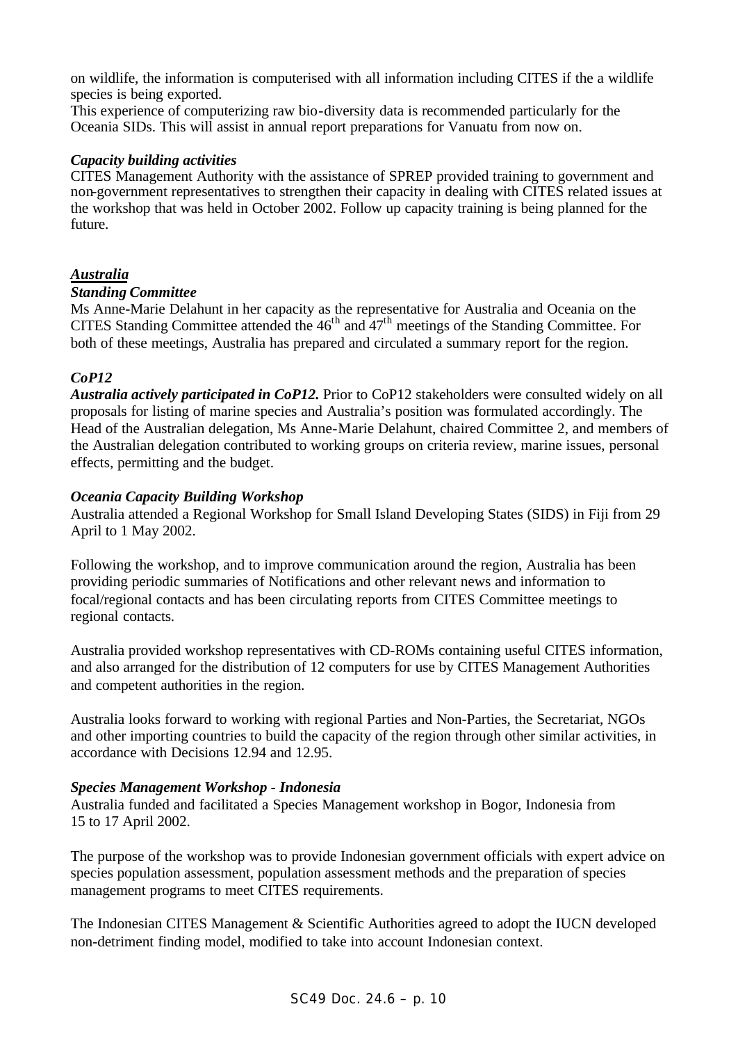on wildlife, the information is computerised with all information including CITES if the a wildlife species is being exported.

This experience of computerizing raw bio-diversity data is recommended particularly for the Oceania SIDs. This will assist in annual report preparations for Vanuatu from now on.

***Capacity building activities***

CITES Management Authority with the assistance of SPREP provided training to government and non-government representatives to strengthen their capacity in dealing with CITES related issues at the workshop that was held in October 2002. Follow up capacity training is being planned for the future.

## ***Australia***

***Standing Committee***

Ms Anne-Marie Delahunt in her capacity as the representative for Australia and Oceania on the CITES Standing Committee attended the 46th and 47th meetings of the Standing Committee. For both of these meetings, Australia has prepared and circulated a summary report for the region.

***CoP12***

***Australia actively participated in CoP12.*** Prior to CoP12 stakeholders were consulted widely on all proposals for listing of marine species and Australia's position was formulated accordingly. The Head of the Australian delegation, Ms Anne-Marie Delahunt, chaired Committee 2, and members of the Australian delegation contributed to working groups on criteria review, marine issues, personal effects, permitting and the budget.

***Oceania Capacity Building Workshop***

Australia attended a Regional Workshop for Small Island Developing States (SIDS) in Fiji from 29 April to 1 May 2002.

Following the workshop, and to improve communication around the region, Australia has been providing periodic summaries of Notifications and other relevant news and information to focal/regional contacts and has been circulating reports from CITES Committee meetings to regional contacts.

Australia provided workshop representatives with CD-ROMs containing useful CITES information, and also arranged for the distribution of 12 computers for use by CITES Management Authorities and competent authorities in the region.

Australia looks forward to working with regional Parties and Non-Parties, the Secretariat, NGOs and other importing countries to build the capacity of the region through other similar activities, in accordance with Decisions 12.94 and 12.95.

***Species Management Workshop - Indonesia***

Australia funded and facilitated a Species Management workshop in Bogor, Indonesia from 15 to 17 April 2002.

The purpose of the workshop was to provide Indonesian government officials with expert advice on species population assessment, population assessment methods and the preparation of species management programs to meet CITES requirements.

The Indonesian CITES Management & Scientific Authorities agreed to adopt the IUCN developed non-detriment finding model, modified to take into account Indonesian context.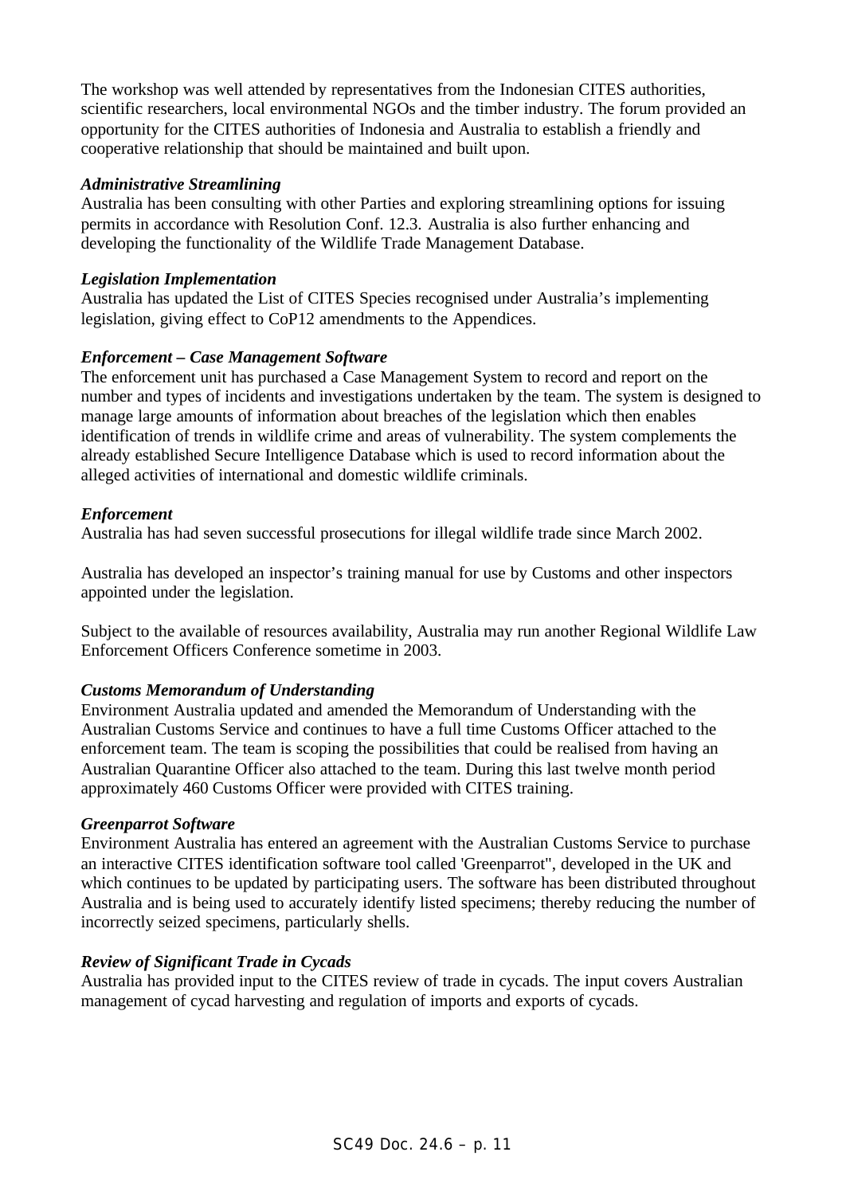The workshop was well attended by representatives from the Indonesian CITES authorities, scientific researchers, local environmental NGOs and the timber industry. The forum provided an opportunity for the CITES authorities of Indonesia and Australia to establish a friendly and cooperative relationship that should be maintained and built upon.

***Administrative Streamlining***

Australia has been consulting with other Parties and exploring streamlining options for issuing permits in accordance with Resolution Conf. 12.3. Australia is also further enhancing and developing the functionality of the Wildlife Trade Management Database.

***Legislation Implementation***

Australia has updated the List of CITES Species recognised under Australia's implementing legislation, giving effect to CoP12 amendments to the Appendices.

***Enforcement – Case Management Software***

The enforcement unit has purchased a Case Management System to record and report on the number and types of incidents and investigations undertaken by the team. The system is designed to manage large amounts of information about breaches of the legislation which then enables identification of trends in wildlife crime and areas of vulnerability. The system complements the already established Secure Intelligence Database which is used to record information about the alleged activities of international and domestic wildlife criminals.

***Enforcement***

Australia has had seven successful prosecutions for illegal wildlife trade since March 2002.

Australia has developed an inspector's training manual for use by Customs and other inspectors appointed under the legislation.

Subject to the available of resources availability, Australia may run another Regional Wildlife Law Enforcement Officers Conference sometime in 2003.

***Customs Memorandum of Understanding***

Environment Australia updated and amended the Memorandum of Understanding with the Australian Customs Service and continues to have a full time Customs Officer attached to the enforcement team. The team is scoping the possibilities that could be realised from having an Australian Quarantine Officer also attached to the team. During this last twelve month period approximately 460 Customs Officer were provided with CITES training.

***Greenparrot Software***

Environment Australia has entered an agreement with the Australian Customs Service to purchase an interactive CITES identification software tool called 'Greenparrot", developed in the UK and which continues to be updated by participating users. The software has been distributed throughout Australia and is being used to accurately identify listed specimens; thereby reducing the number of incorrectly seized specimens, particularly shells.

***Review of Significant Trade in Cycads***

Australia has provided input to the CITES review of trade in cycads. The input covers Australian management of cycad harvesting and regulation of imports and exports of cycads.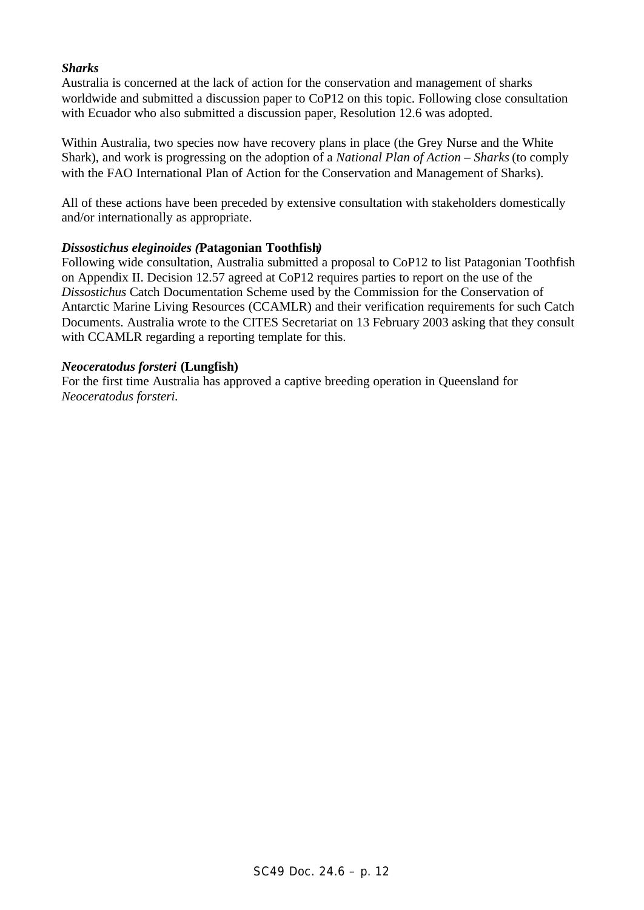***Sharks***

Australia is concerned at the lack of action for the conservation and management of sharks worldwide and submitted a discussion paper to CoP12 on this topic. Following close consultation with Ecuador who also submitted a discussion paper, Resolution 12.6 was adopted.

Within Australia, two species now have recovery plans in place (the Grey Nurse and the White Shark), and work is progressing on the adoption of a *National Plan of Action – Sharks* (to comply with the FAO International Plan of Action for the Conservation and Management of Sharks).

All of these actions have been preceded by extensive consultation with stakeholders domestically and/or internationally as appropriate.

***Dissostichus eleginoides (*Patagonian Toothfish*)***

Following wide consultation, Australia submitted a proposal to CoP12 to list Patagonian Toothfish on Appendix II. Decision 12.57 agreed at CoP12 requires parties to report on the use of the *Dissostichus* Catch Documentation Scheme used by the Commission for the Conservation of Antarctic Marine Living Resources (CCAMLR) and their verification requirements for such Catch Documents. Australia wrote to the CITES Secretariat on 13 February 2003 asking that they consult with CCAMLR regarding a reporting template for this.

***Neoceratodus forsteri* (Lungfish)**

For the first time Australia has approved a captive breeding operation in Queensland for *Neoceratodus forsteri.*